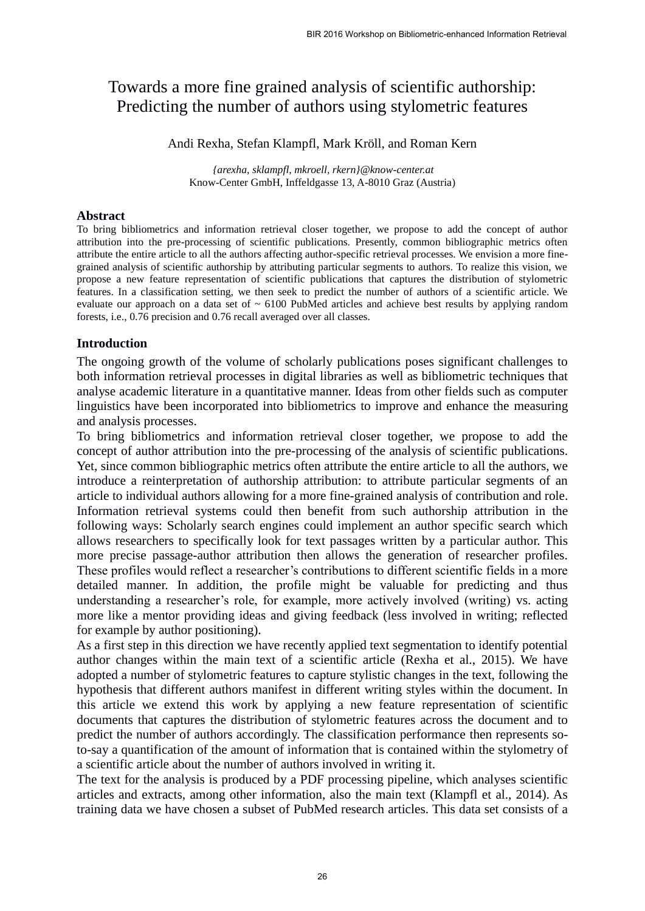# Towards a more fine grained analysis of scientific authorship: Predicting the number of authors using stylometric features

Andi Rexha, Stefan Klampfl, Mark Kröll, and Roman Kern

*{arexha, sklampfl, mkroell, rkern}@know-center.at*
Know-Center GmbH, Inffeldgasse 13, A-8010 Graz (Austria)

## Abstract

To bring bibliometrics and information retrieval closer together, we propose to add the concept of author attribution into the pre-processing of scientific publications. Presently, common bibliographic metrics often attribute the entire article to all the authors affecting author-specific retrieval processes. We envision a more fine-grained analysis of scientific authorship by attributing particular segments to authors. To realize this vision, we propose a new feature representation of scientific publications that captures the distribution of stylometric features. In a classification setting, we then seek to predict the number of authors of a scientific article. We evaluate our approach on a data set of ~ 6100 PubMed articles and achieve best results by applying random forests, i.e., 0.76 precision and 0.76 recall averaged over all classes.

## Introduction

The ongoing growth of the volume of scholarly publications poses significant challenges to both information retrieval processes in digital libraries as well as bibliometric techniques that analyse academic literature in a quantitative manner. Ideas from other fields such as computer linguistics have been incorporated into bibliometrics to improve and enhance the measuring and analysis processes.

To bring bibliometrics and information retrieval closer together, we propose to add the concept of author attribution into the pre-processing of the analysis of scientific publications. Yet, since common bibliographic metrics often attribute the entire article to all the authors, we introduce a reinterpretation of authorship attribution: to attribute particular segments of an article to individual authors allowing for a more fine-grained analysis of contribution and role. Information retrieval systems could then benefit from such authorship attribution in the following ways: Scholarly search engines could implement an author specific search which allows researchers to specifically look for text passages written by a particular author. This more precise passage-author attribution then allows the generation of researcher profiles. These profiles would reflect a researcher's contributions to different scientific fields in a more detailed manner. In addition, the profile might be valuable for predicting and thus understanding a researcher's role, for example, more actively involved (writing) vs. acting more like a mentor providing ideas and giving feedback (less involved in writing; reflected for example by author positioning).

As a first step in this direction we have recently applied text segmentation to identify potential author changes within the main text of a scientific article (Rexha et al., 2015). We have adopted a number of stylometric features to capture stylistic changes in the text, following the hypothesis that different authors manifest in different writing styles within the document. In this article we extend this work by applying a new feature representation of scientific documents that captures the distribution of stylometric features across the document and to predict the number of authors accordingly. The classification performance then represents so-to-say a quantification of the amount of information that is contained within the stylometry of a scientific article about the number of authors involved in writing it.

The text for the analysis is produced by a PDF processing pipeline, which analyses scientific articles and extracts, among other information, also the main text (Klampfl et al., 2014). As training data we have chosen a subset of PubMed research articles. This data set consists of a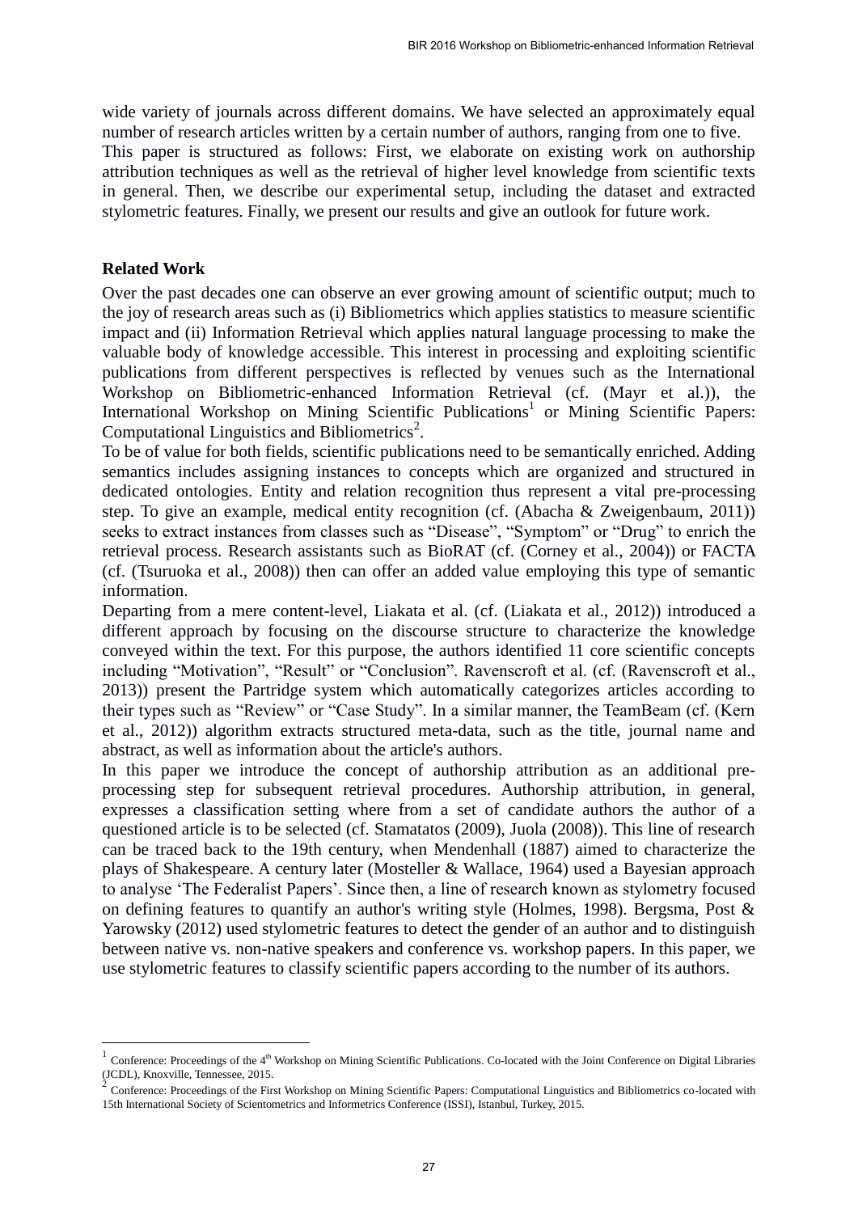wide variety of journals across different domains. We have selected an approximately equal number of research articles written by a certain number of authors, ranging from one to five.
This paper is structured as follows: First, we elaborate on existing work on authorship attribution techniques as well as the retrieval of higher level knowledge from scientific texts in general. Then, we describe our experimental setup, including the dataset and extracted stylometric features. Finally, we present our results and give an outlook for future work.

## Related Work

Over the past decades one can observe an ever growing amount of scientific output; much to the joy of research areas such as (i) Bibliometrics which applies statistics to measure scientific impact and (ii) Information Retrieval which applies natural language processing to make the valuable body of knowledge accessible. This interest in processing and exploiting scientific publications from different perspectives is reflected by venues such as the International Workshop on Bibliometric-enhanced Information Retrieval (cf. (Mayr et al.)), the International Workshop on Mining Scientific Publications[1] or Mining Scientific Papers: Computational Linguistics and Bibliometrics[2].
To be of value for both fields, scientific publications need to be semantically enriched. Adding semantics includes assigning instances to concepts which are organized and structured in dedicated ontologies. Entity and relation recognition thus represent a vital pre-processing step. To give an example, medical entity recognition (cf. (Abacha & Zweigenbaum, 2011)) seeks to extract instances from classes such as "Disease", "Symptom" or "Drug" to enrich the retrieval process. Research assistants such as BioRAT (cf. (Corney et al., 2004)) or FACTA (cf. (Tsuruoka et al., 2008)) then can offer an added value employing this type of semantic information.
Departing from a mere content-level, Liakata et al. (cf. (Liakata et al., 2012)) introduced a different approach by focusing on the discourse structure to characterize the knowledge conveyed within the text. For this purpose, the authors identified 11 core scientific concepts including "Motivation", "Result" or "Conclusion". Ravenscroft et al. (cf. (Ravenscroft et al., 2013)) present the Partridge system which automatically categorizes articles according to their types such as "Review" or "Case Study". In a similar manner, the TeamBeam (cf. (Kern et al., 2012)) algorithm extracts structured meta-data, such as the title, journal name and abstract, as well as information about the article's authors.
In this paper we introduce the concept of authorship attribution as an additional pre-processing step for subsequent retrieval procedures. Authorship attribution, in general, expresses a classification setting where from a set of candidate authors the author of a questioned article is to be selected (cf. Stamatatos (2009), Juola (2008)). This line of research can be traced back to the 19th century, when Mendenhall (1887) aimed to characterize the plays of Shakespeare. A century later (Mosteller & Wallace, 1964) used a Bayesian approach to analyse 'The Federalist Papers'. Since then, a line of research known as stylometry focused on defining features to quantify an author's writing style (Holmes, 1998). Bergsma, Post & Yarowsky (2012) used stylometric features to detect the gender of an author and to distinguish between native vs. non-native speakers and conference vs. workshop papers. In this paper, we use stylometric features to classify scientific papers according to the number of its authors.

---

[1] Conference: Proceedings of the 4th Workshop on Mining Scientific Publications. Co-located with the Joint Conference on Digital Libraries (JCDL), Knoxville, Tennessee, 2015.

[2] Conference: Proceedings of the First Workshop on Mining Scientific Papers: Computational Linguistics and Bibliometrics co-located with 15th International Society of Scientometrics and Informetrics Conference (ISSI), Istanbul, Turkey, 2015.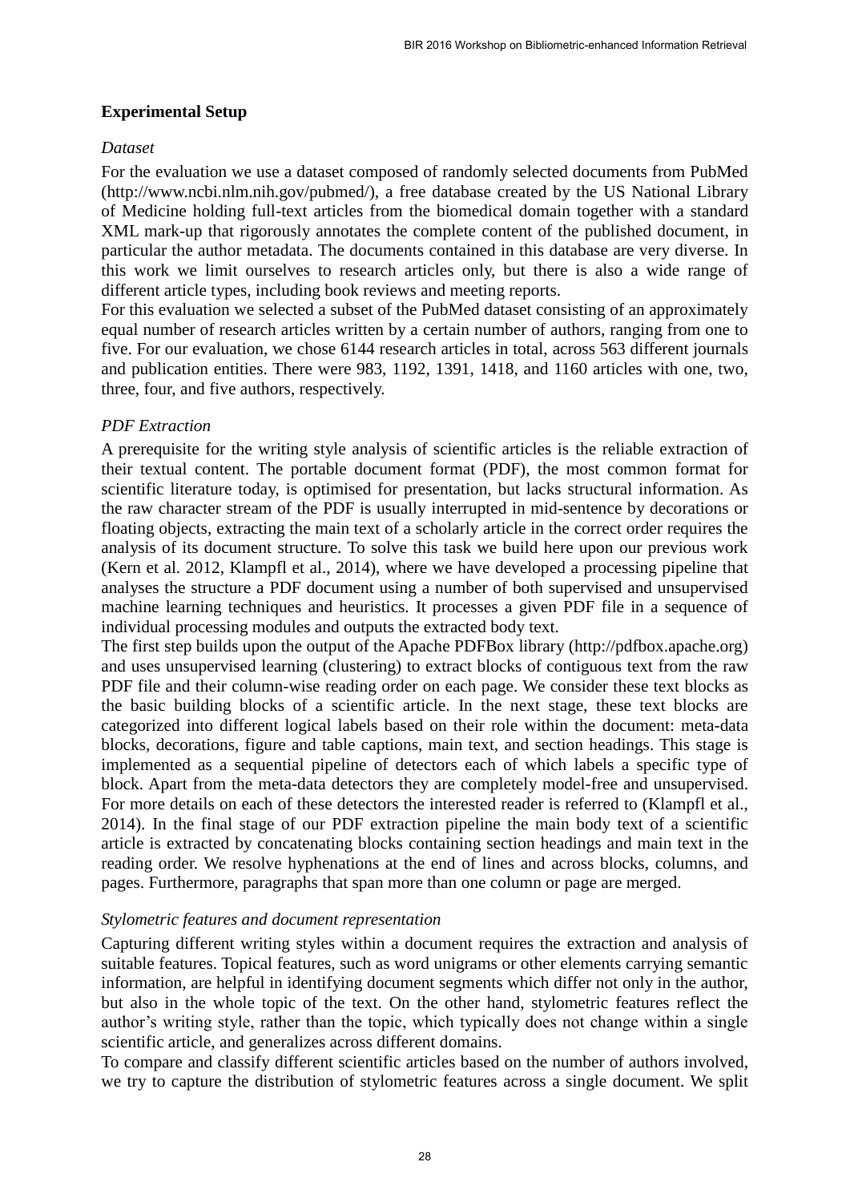## Experimental Setup

### *Dataset*

For the evaluation we use a dataset composed of randomly selected documents from PubMed (http://www.ncbi.nlm.nih.gov/pubmed/), a free database created by the US National Library of Medicine holding full-text articles from the biomedical domain together with a standard XML mark-up that rigorously annotates the complete content of the published document, in particular the author metadata. The documents contained in this database are very diverse. In this work we limit ourselves to research articles only, but there is also a wide range of different article types, including book reviews and meeting reports.

For this evaluation we selected a subset of the PubMed dataset consisting of an approximately equal number of research articles written by a certain number of authors, ranging from one to five. For our evaluation, we chose 6144 research articles in total, across 563 different journals and publication entities. There were 983, 1192, 1391, 1418, and 1160 articles with one, two, three, four, and five authors, respectively.

### *PDF Extraction*

A prerequisite for the writing style analysis of scientific articles is the reliable extraction of their textual content. The portable document format (PDF), the most common format for scientific literature today, is optimised for presentation, but lacks structural information. As the raw character stream of the PDF is usually interrupted in mid-sentence by decorations or floating objects, extracting the main text of a scholarly article in the correct order requires the analysis of its document structure. To solve this task we build here upon our previous work (Kern et al. 2012, Klampfl et al., 2014), where we have developed a processing pipeline that analyses the structure a PDF document using a number of both supervised and unsupervised machine learning techniques and heuristics. It processes a given PDF file in a sequence of individual processing modules and outputs the extracted body text.

The first step builds upon the output of the Apache PDFBox library (http://pdfbox.apache.org) and uses unsupervised learning (clustering) to extract blocks of contiguous text from the raw PDF file and their column-wise reading order on each page. We consider these text blocks as the basic building blocks of a scientific article. In the next stage, these text blocks are categorized into different logical labels based on their role within the document: meta-data blocks, decorations, figure and table captions, main text, and section headings. This stage is implemented as a sequential pipeline of detectors each of which labels a specific type of block. Apart from the meta-data detectors they are completely model-free and unsupervised. For more details on each of these detectors the interested reader is referred to (Klampfl et al., 2014). In the final stage of our PDF extraction pipeline the main body text of a scientific article is extracted by concatenating blocks containing section headings and main text in the reading order. We resolve hyphenations at the end of lines and across blocks, columns, and pages. Furthermore, paragraphs that span more than one column or page are merged.

### *Stylometric features and document representation*

Capturing different writing styles within a document requires the extraction and analysis of suitable features. Topical features, such as word unigrams or other elements carrying semantic information, are helpful in identifying document segments which differ not only in the author, but also in the whole topic of the text. On the other hand, stylometric features reflect the author's writing style, rather than the topic, which typically does not change within a single scientific article, and generalizes across different domains.

To compare and classify different scientific articles based on the number of authors involved, we try to capture the distribution of stylometric features across a single document. We split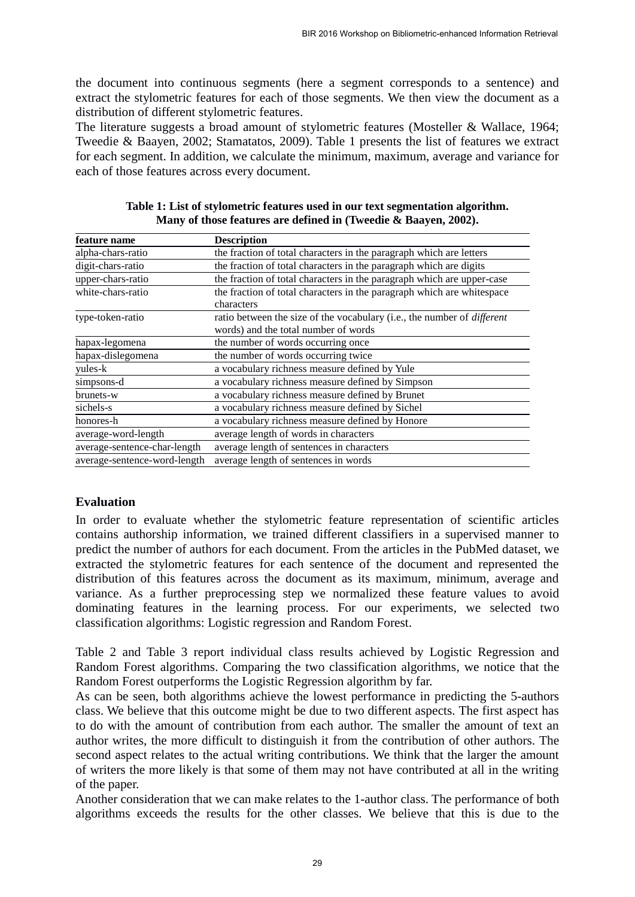the document into continuous segments (here a segment corresponds to a sentence) and extract the stylometric features for each of those segments. We then view the document as a distribution of different stylometric features.

The literature suggests a broad amount of stylometric features (Mosteller & Wallace, 1964; Tweedie & Baayen, 2002; Stamatatos, 2009). Table 1 presents the list of features we extract for each segment. In addition, we calculate the minimum, maximum, average and variance for each of those features across every document.

**Table 1: List of stylometric features used in our text segmentation algorithm. Many of those features are defined in (Tweedie & Baayen, 2002).**

| feature name | Description |
|---|---|
| alpha-chars-ratio | the fraction of total characters in the paragraph which are letters |
| digit-chars-ratio | the fraction of total characters in the paragraph which are digits |
| upper-chars-ratio | the fraction of total characters in the paragraph which are upper-case |
| white-chars-ratio | the fraction of total characters in the paragraph which are whitespace characters |
| type-token-ratio | ratio between the size of the vocabulary (i.e., the number of *different* words) and the total number of words |
| hapax-legomena | the number of words occurring once |
| hapax-dislegomena | the number of words occurring twice |
| yules-k | a vocabulary richness measure defined by Yule |
| simpsons-d | a vocabulary richness measure defined by Simpson |
| brunets-w | a vocabulary richness measure defined by Brunet |
| sichels-s | a vocabulary richness measure defined by Sichel |
| honores-h | a vocabulary richness measure defined by Honore |
| average-word-length | average length of words in characters |
| average-sentence-char-length | average length of sentences in characters |
| average-sentence-word-length | average length of sentences in words |

## Evaluation

In order to evaluate whether the stylometric feature representation of scientific articles contains authorship information, we trained different classifiers in a supervised manner to predict the number of authors for each document. From the articles in the PubMed dataset, we extracted the stylometric features for each sentence of the document and represented the distribution of this features across the document as its maximum, minimum, average and variance. As a further preprocessing step we normalized these feature values to avoid dominating features in the learning process. For our experiments, we selected two classification algorithms: Logistic regression and Random Forest.

Table 2 and Table 3 report individual class results achieved by Logistic Regression and Random Forest algorithms. Comparing the two classification algorithms, we notice that the Random Forest outperforms the Logistic Regression algorithm by far.

As can be seen, both algorithms achieve the lowest performance in predicting the 5-authors class. We believe that this outcome might be due to two different aspects. The first aspect has to do with the amount of contribution from each author. The smaller the amount of text an author writes, the more difficult to distinguish it from the contribution of other authors. The second aspect relates to the actual writing contributions. We think that the larger the amount of writers the more likely is that some of them may not have contributed at all in the writing of the paper.

Another consideration that we can make relates to the 1-author class. The performance of both algorithms exceeds the results for the other classes. We believe that this is due to the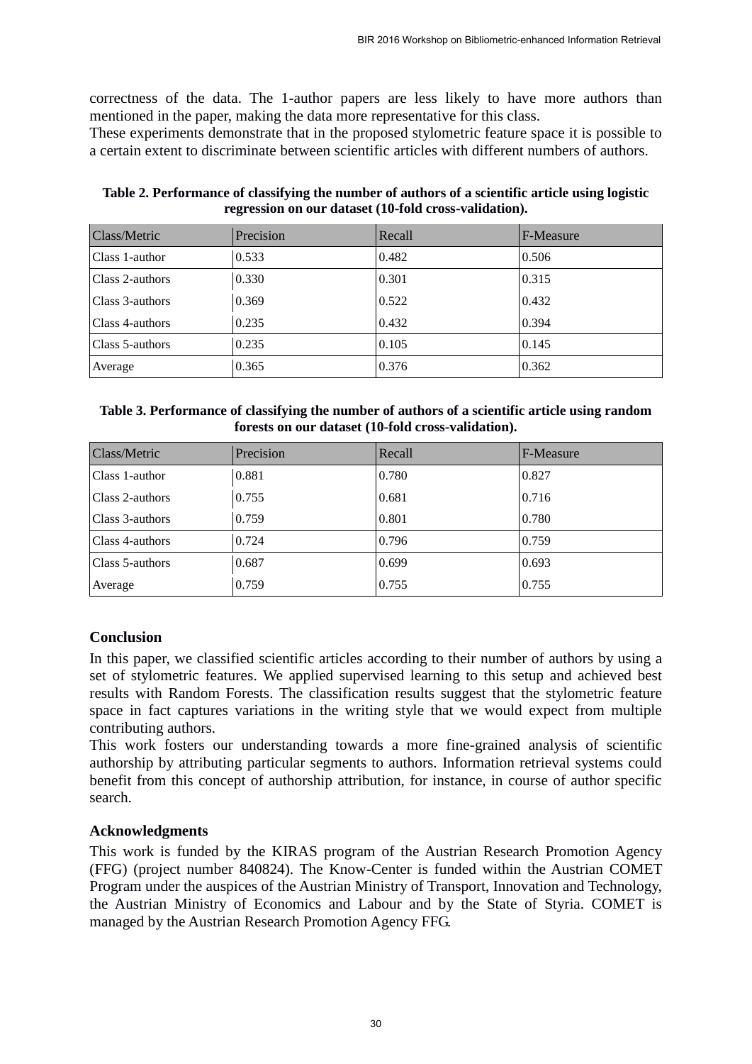correctness of the data. The 1-author papers are less likely to have more authors than mentioned in the paper, making the data more representative for this class.
These experiments demonstrate that in the proposed stylometric feature space it is possible to a certain extent to discriminate between scientific articles with different numbers of authors.

**Table 2. Performance of classifying the number of authors of a scientific article using logistic regression on our dataset (10-fold cross-validation).**

| Class/Metric | Precision | Recall | F-Measure |
|---|---|---|---|
| Class 1-author | 0.533 | 0.482 | 0.506 |
| Class 2-authors | 0.330 | 0.301 | 0.315 |
| Class 3-authors | 0.369 | 0.522 | 0.432 |
| Class 4-authors | 0.235 | 0.432 | 0.394 |
| Class 5-authors | 0.235 | 0.105 | 0.145 |
| Average | 0.365 | 0.376 | 0.362 |

**Table 3. Performance of classifying the number of authors of a scientific article using random forests on our dataset (10-fold cross-validation).**

| Class/Metric | Precision | Recall | F-Measure |
|---|---|---|---|
| Class 1-author | 0.881 | 0.780 | 0.827 |
| Class 2-authors | 0.755 | 0.681 | 0.716 |
| Class 3-authors | 0.759 | 0.801 | 0.780 |
| Class 4-authors | 0.724 | 0.796 | 0.759 |
| Class 5-authors | 0.687 | 0.699 | 0.693 |
| Average | 0.759 | 0.755 | 0.755 |

## Conclusion

In this paper, we classified scientific articles according to their number of authors by using a set of stylometric features. We applied supervised learning to this setup and achieved best results with Random Forests. The classification results suggest that the stylometric feature space in fact captures variations in the writing style that we would expect from multiple contributing authors.
This work fosters our understanding towards a more fine-grained analysis of scientific authorship by attributing particular segments to authors. Information retrieval systems could benefit from this concept of authorship attribution, for instance, in course of author specific search.

## Acknowledgments

This work is funded by the KIRAS program of the Austrian Research Promotion Agency (FFG) (project number 840824). The Know-Center is funded within the Austrian COMET Program under the auspices of the Austrian Ministry of Transport, Innovation and Technology, the Austrian Ministry of Economics and Labour and by the State of Styria. COMET is managed by the Austrian Research Promotion Agency FFG.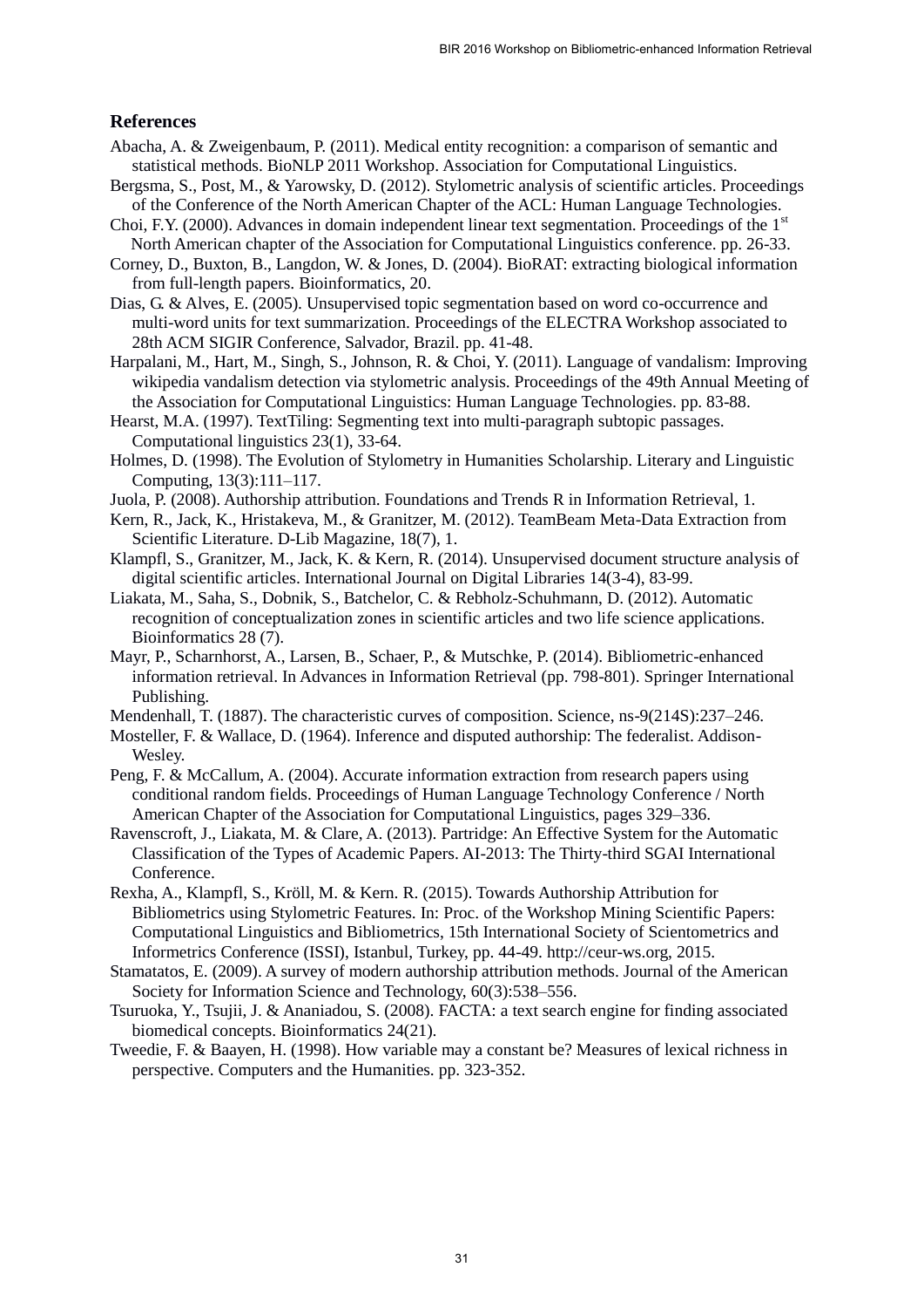## References

Abacha, A. & Zweigenbaum, P. (2011). Medical entity recognition: a comparison of semantic and statistical methods. BioNLP 2011 Workshop. Association for Computational Linguistics.

Bergsma, S., Post, M., & Yarowsky, D. (2012). Stylometric analysis of scientific articles. Proceedings of the Conference of the North American Chapter of the ACL: Human Language Technologies.

Choi, F.Y. (2000). Advances in domain independent linear text segmentation. Proceedings of the 1st North American chapter of the Association for Computational Linguistics conference. pp. 26-33.

Corney, D., Buxton, B., Langdon, W. & Jones, D. (2004). BioRAT: extracting biological information from full-length papers. Bioinformatics, 20.

Dias, G. & Alves, E. (2005). Unsupervised topic segmentation based on word co-occurrence and multi-word units for text summarization. Proceedings of the ELECTRA Workshop associated to 28th ACM SIGIR Conference, Salvador, Brazil. pp. 41-48.

Harpalani, M., Hart, M., Singh, S., Johnson, R. & Choi, Y. (2011). Language of vandalism: Improving wikipedia vandalism detection via stylometric analysis. Proceedings of the 49th Annual Meeting of the Association for Computational Linguistics: Human Language Technologies. pp. 83-88.

Hearst, M.A. (1997). TextTiling: Segmenting text into multi-paragraph subtopic passages. Computational linguistics 23(1), 33-64.

Holmes, D. (1998). The Evolution of Stylometry in Humanities Scholarship. Literary and Linguistic Computing, 13(3):111–117.

Juola, P. (2008). Authorship attribution. Foundations and Trends R in Information Retrieval, 1.

Kern, R., Jack, K., Hristakeva, M., & Granitzer, M. (2012). TeamBeam Meta-Data Extraction from Scientific Literature. D-Lib Magazine, 18(7), 1.

Klampfl, S., Granitzer, M., Jack, K. & Kern, R. (2014). Unsupervised document structure analysis of digital scientific articles. International Journal on Digital Libraries 14(3-4), 83-99.

Liakata, M., Saha, S., Dobnik, S., Batchelor, C. & Rebholz-Schuhmann, D. (2012). Automatic recognition of conceptualization zones in scientific articles and two life science applications. Bioinformatics 28 (7).

Mayr, P., Scharnhorst, A., Larsen, B., Schaer, P., & Mutschke, P. (2014). Bibliometric-enhanced information retrieval. In Advances in Information Retrieval (pp. 798-801). Springer International Publishing.

Mendenhall, T. (1887). The characteristic curves of composition. Science, ns-9(214S):237–246.

Mosteller, F. & Wallace, D. (1964). Inference and disputed authorship: The federalist. Addison-Wesley.

Peng, F. & McCallum, A. (2004). Accurate information extraction from research papers using conditional random fields. Proceedings of Human Language Technology Conference / North American Chapter of the Association for Computational Linguistics, pages 329–336.

Ravenscroft, J., Liakata, M. & Clare, A. (2013). Partridge: An Effective System for the Automatic Classification of the Types of Academic Papers. AI-2013: The Thirty-third SGAI International Conference.

Rexha, A., Klampfl, S., Kröll, M. & Kern. R. (2015). Towards Authorship Attribution for Bibliometrics using Stylometric Features. In: Proc. of the Workshop Mining Scientific Papers: Computational Linguistics and Bibliometrics, 15th International Society of Scientometrics and Informetrics Conference (ISSI), Istanbul, Turkey, pp. 44-49. http://ceur-ws.org, 2015.

Stamatatos, E. (2009). A survey of modern authorship attribution methods. Journal of the American Society for Information Science and Technology, 60(3):538–556.

Tsuruoka, Y., Tsujii, J. & Ananiadou, S. (2008). FACTA: a text search engine for finding associated biomedical concepts. Bioinformatics 24(21).

Tweedie, F. & Baayen, H. (1998). How variable may a constant be? Measures of lexical richness in perspective. Computers and the Humanities. pp. 323-352.